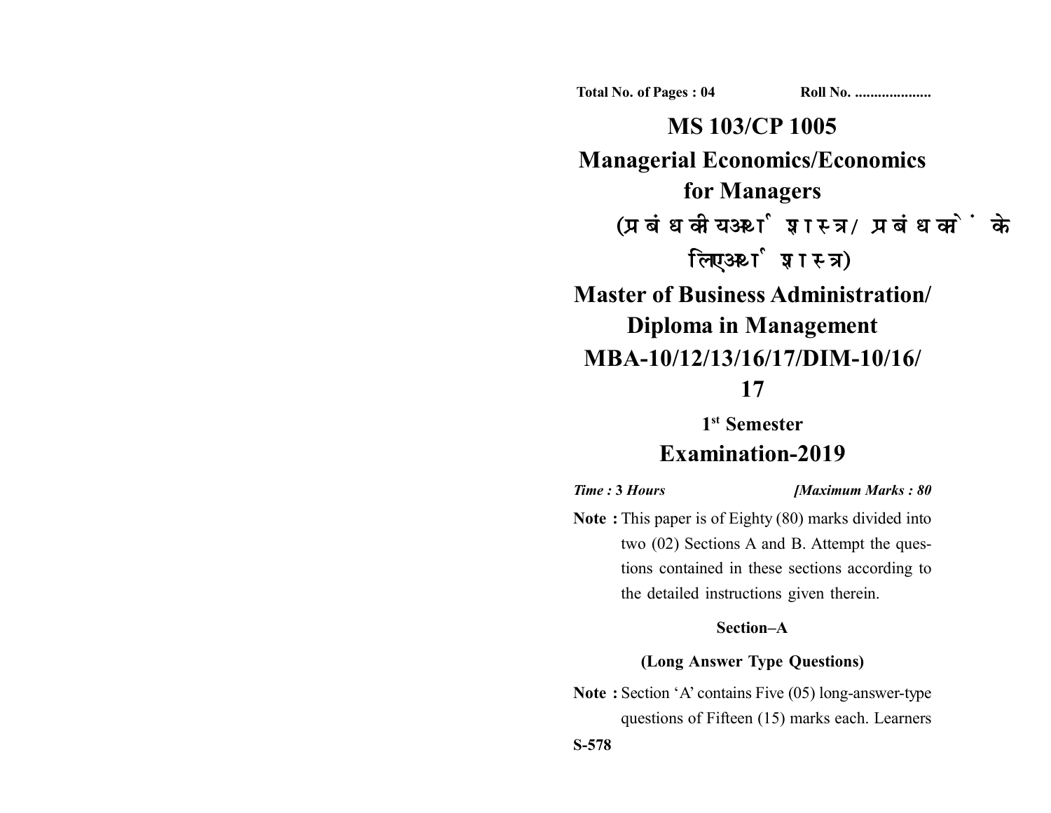Total No. of Pages : 04 Roll No. ...................

# MS 103/CP 1005

# Managerial Economics/Economics for Managers

## (प्रबंधकीय अर्थशास्त्र/ प्रबंधकों के लिए अर्थशास्त्र)

# Master of Business Administration/ Diploma in Management

# MBA-10/12/13/16/17/DIM-10/16/17

## 1st Semester

## Examination-2019

*Time :* **3** *Hours* *[Maximum Marks : 80*

**Note :** This paper is of Eighty (80) marks divided into two (02) Sections A and B. Attempt the questions contained in these sections according to the detailed instructions given therein.

### Section–A

### (Long Answer Type Questions)

**Note :** Section 'A' contains Five (05) long-answer-type questions of Fifteen (15) marks each. Learners

S-578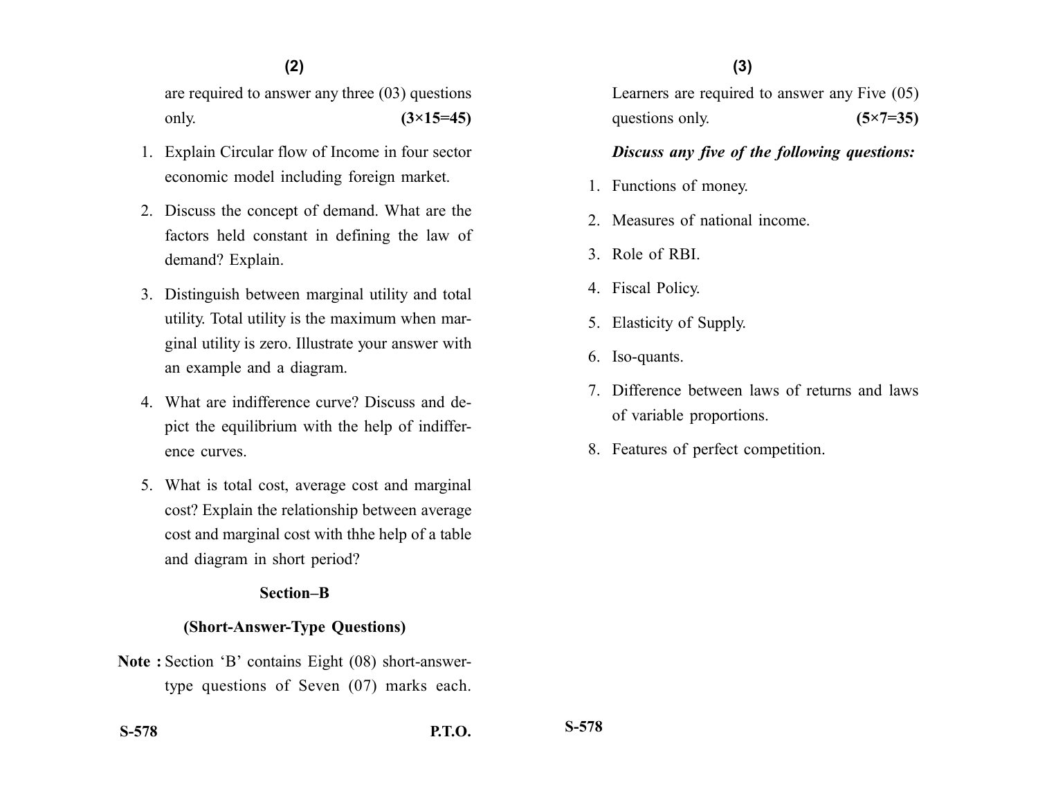are required to answer any three (03) questions only. **(3×15=45)**

1. Explain Circular flow of Income in four sector economic model including foreign market.
2. Discuss the concept of demand. What are the factors held constant in defining the law of demand? Explain.
3. Distinguish between marginal utility and total utility. Total utility is the maximum when marginal utility is zero. Illustrate your answer with an example and a diagram.
4. What are indifference curve? Discuss and depict the equilibrium with the help of indifference curves.
5. What is total cost, average cost and marginal cost? Explain the relationship between average cost and marginal cost with thhe help of a table and diagram in short period?

## Section–B

### (Short-Answer-Type Questions)

**Note :** Section 'B' contains Eight (08) short-answer-type questions of Seven (07) marks each. Learners are required to answer any Five (05) questions only. **(5×7=35)**

***Discuss any five of the following questions:***

1. Functions of money.
2. Measures of national income.
3. Role of RBI.
4. Fiscal Policy.
5. Elasticity of Supply.
6. Iso-quants.
7. Difference between laws of returns and laws of variable proportions.
8. Features of perfect competition.